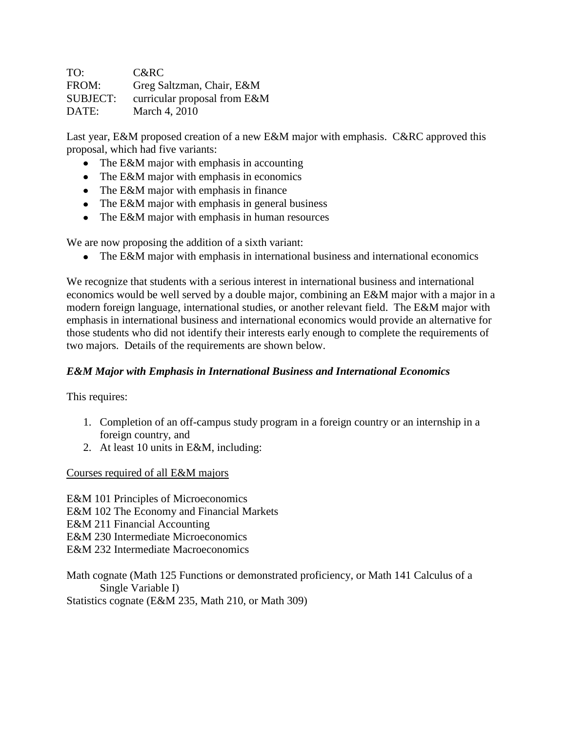TO: C&RC  
FROM: Greg Saltzman, Chair, E&M  
SUBJECT: curricular proposal from E&M  
DATE: March 4, 2010

Last year, E&M proposed creation of a new E&M major with emphasis. C&RC approved this proposal, which had five variants:

- The E&M major with emphasis in accounting
- The E&M major with emphasis in economics
- The E&M major with emphasis in finance
- The E&M major with emphasis in general business
- The E&M major with emphasis in human resources

We are now proposing the addition of a sixth variant:

- The E&M major with emphasis in international business and international economics

We recognize that students with a serious interest in international business and international economics would be well served by a double major, combining an E&M major with a major in a modern foreign language, international studies, or another relevant field. The E&M major with emphasis in international business and international economics would provide an alternative for those students who did not identify their interests early enough to complete the requirements of two majors. Details of the requirements are shown below.

***E&M Major with Emphasis in International Business and International Economics***

This requires:

1. Completion of an off-campus study program in a foreign country or an internship in a foreign country, and
2. At least 10 units in E&M, including:

<u>Courses required of all E&M majors</u>

E&M 101 Principles of Microeconomics  
E&M 102 The Economy and Financial Markets  
E&M 211 Financial Accounting  
E&M 230 Intermediate Microeconomics  
E&M 232 Intermediate Macroeconomics

Math cognate (Math 125 Functions or demonstrated proficiency, or Math 141 Calculus of a Single Variable I)  
Statistics cognate (E&M 235, Math 210, or Math 309)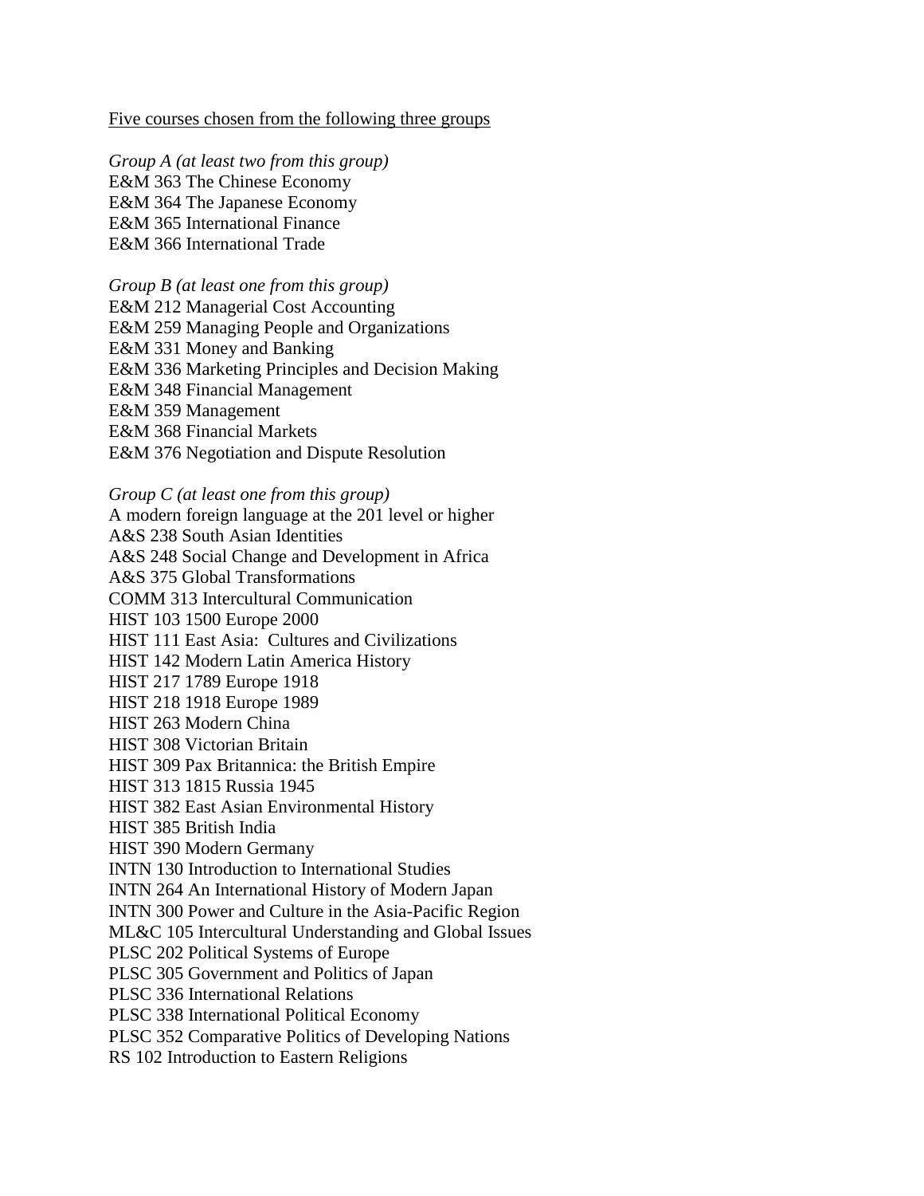<u>Five courses chosen from the following three groups</u>

*Group A (at least two from this group)*
E&M 363 The Chinese Economy
E&M 364 The Japanese Economy
E&M 365 International Finance
E&M 366 International Trade

*Group B (at least one from this group)*
E&M 212 Managerial Cost Accounting
E&M 259 Managing People and Organizations
E&M 331 Money and Banking
E&M 336 Marketing Principles and Decision Making
E&M 348 Financial Management
E&M 359 Management
E&M 368 Financial Markets
E&M 376 Negotiation and Dispute Resolution

*Group C (at least one from this group)*
A modern foreign language at the 201 level or higher
A&S 238 South Asian Identities
A&S 248 Social Change and Development in Africa
A&S 375 Global Transformations
COMM 313 Intercultural Communication
HIST 103 1500 Europe 2000
HIST 111 East Asia: Cultures and Civilizations
HIST 142 Modern Latin America History
HIST 217 1789 Europe 1918
HIST 218 1918 Europe 1989
HIST 263 Modern China
HIST 308 Victorian Britain
HIST 309 Pax Britannica: the British Empire
HIST 313 1815 Russia 1945
HIST 382 East Asian Environmental History
HIST 385 British India
HIST 390 Modern Germany
INTN 130 Introduction to International Studies
INTN 264 An International History of Modern Japan
INTN 300 Power and Culture in the Asia-Pacific Region
ML&C 105 Intercultural Understanding and Global Issues
PLSC 202 Political Systems of Europe
PLSC 305 Government and Politics of Japan
PLSC 336 International Relations
PLSC 338 International Political Economy
PLSC 352 Comparative Politics of Developing Nations
RS 102 Introduction to Eastern Religions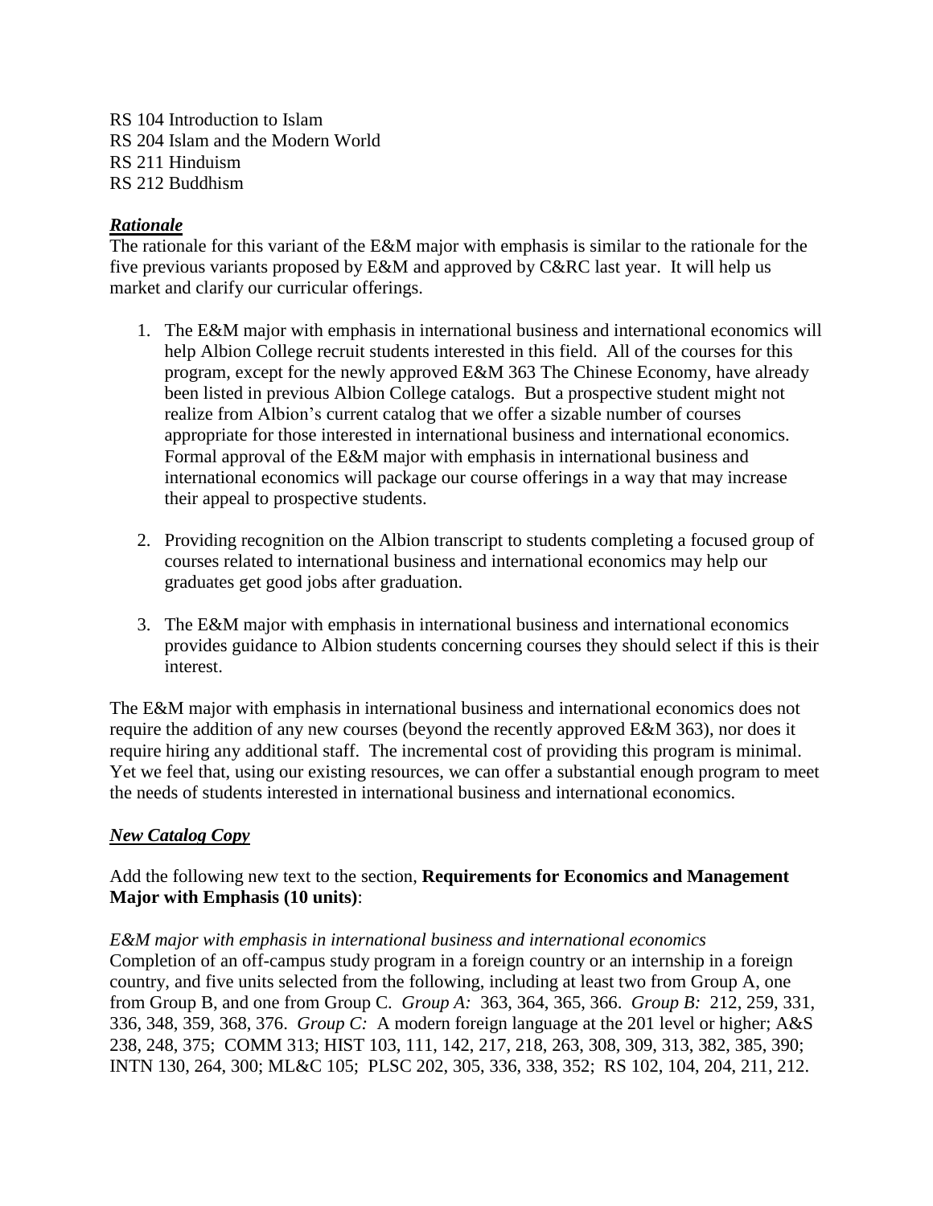RS 104 Introduction to Islam
RS 204 Islam and the Modern World
RS 211 Hinduism
RS 212 Buddhism

***Rationale***

The rationale for this variant of the E&M major with emphasis is similar to the rationale for the five previous variants proposed by E&M and approved by C&RC last year. It will help us market and clarify our curricular offerings.

1. The E&M major with emphasis in international business and international economics will help Albion College recruit students interested in this field. All of the courses for this program, except for the newly approved E&M 363 The Chinese Economy, have already been listed in previous Albion College catalogs. But a prospective student might not realize from Albion's current catalog that we offer a sizable number of courses appropriate for those interested in international business and international economics. Formal approval of the E&M major with emphasis in international business and international economics will package our course offerings in a way that may increase their appeal to prospective students.

2. Providing recognition on the Albion transcript to students completing a focused group of courses related to international business and international economics may help our graduates get good jobs after graduation.

3. The E&M major with emphasis in international business and international economics provides guidance to Albion students concerning courses they should select if this is their interest.

The E&M major with emphasis in international business and international economics does not require the addition of any new courses (beyond the recently approved E&M 363), nor does it require hiring any additional staff. The incremental cost of providing this program is minimal. Yet we feel that, using our existing resources, we can offer a substantial enough program to meet the needs of students interested in international business and international economics.

***New Catalog Copy***

Add the following new text to the section, **Requirements for Economics and Management Major with Emphasis (10 units)**:

*E&M major with emphasis in international business and international economics*
Completion of an off-campus study program in a foreign country or an internship in a foreign country, and five units selected from the following, including at least two from Group A, one from Group B, and one from Group C. *Group A:* 363, 364, 365, 366. *Group B:* 212, 259, 331, 336, 348, 359, 368, 376. *Group C:* A modern foreign language at the 201 level or higher; A&S 238, 248, 375; COMM 313; HIST 103, 111, 142, 217, 218, 263, 308, 309, 313, 382, 385, 390; INTN 130, 264, 300; ML&C 105; PLSC 202, 305, 336, 338, 352; RS 102, 104, 204, 211, 212.